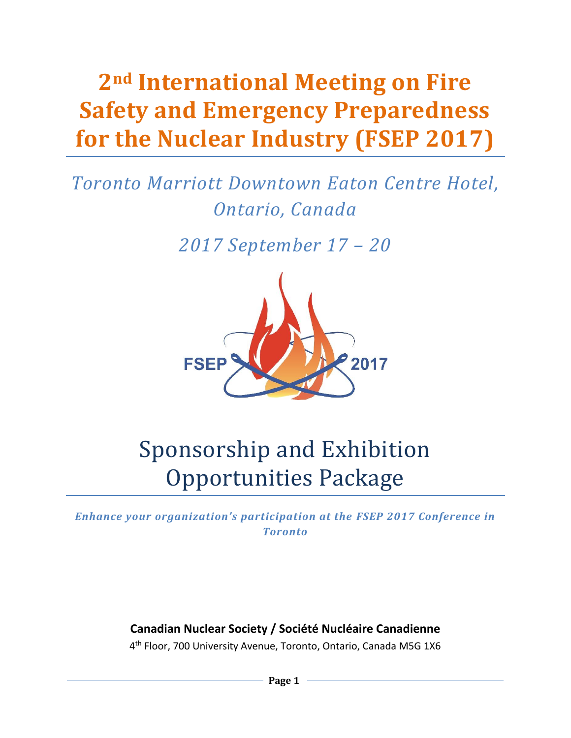# 2nd International Meeting on Fire Safety and Emergency Preparedness for the Nuclear Industry (FSEP 2017)

*Toronto Marriott Downtown Eaton Centre Hotel, Ontario, Canada*

*2017 September 17 – 20*

FSEP 2017

# Sponsorship and Exhibition Opportunities Package

***Enhance your organization's participation at the FSEP 2017 Conference in Toronto***

**Canadian Nuclear Society / Société Nucléaire Canadienne**

4th Floor, 700 University Avenue, Toronto, Ontario, Canada M5G 1X6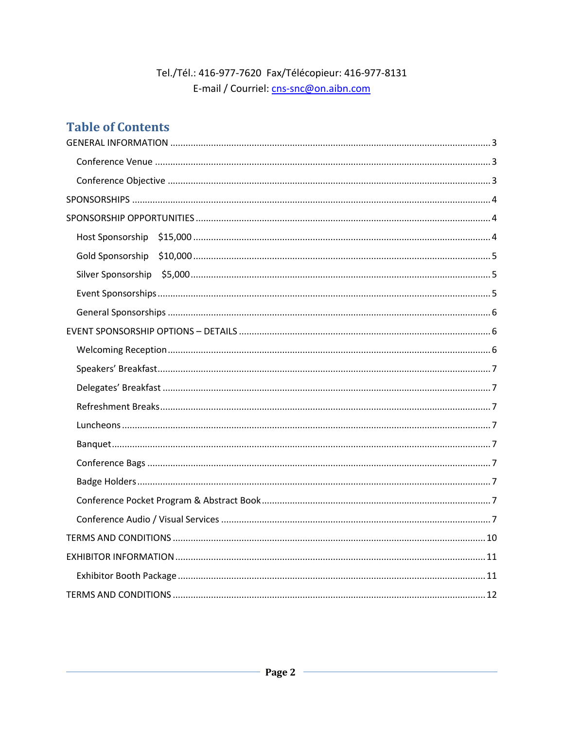Tel./Tél.: 416-977-7620 Fax/Télécopieur: 416-977-8131
E-mail / Courriel: cns-snc@on.aibn.com

## Table of Contents

GENERAL INFORMATION ..... 3

- Conference Venue ..... 3
- Conference Objective ..... 3

SPONSORSHIPS ..... 4

SPONSORSHIP OPPORTUNITIES ..... 4

- Host Sponsorship $15,000 ..... 4
- Gold Sponsorship $10,000 ..... 5
- Silver Sponsorship $5,000 ..... 5
- Event Sponsorships ..... 5
- General Sponsorships ..... 6

EVENT SPONSORSHIP OPTIONS – DETAILS ..... 6

- Welcoming Reception ..... 6
- Speakers' Breakfast ..... 7
- Delegates' Breakfast ..... 7
- Refreshment Breaks ..... 7
- Luncheons ..... 7
- Banquet ..... 7
- Conference Bags ..... 7
- Badge Holders ..... 7
- Conference Pocket Program & Abstract Book ..... 7
- Conference Audio / Visual Services ..... 7

TERMS AND CONDITIONS ..... 10

EXHIBITOR INFORMATION ..... 11

- Exhibitor Booth Package ..... 11

TERMS AND CONDITIONS ..... 12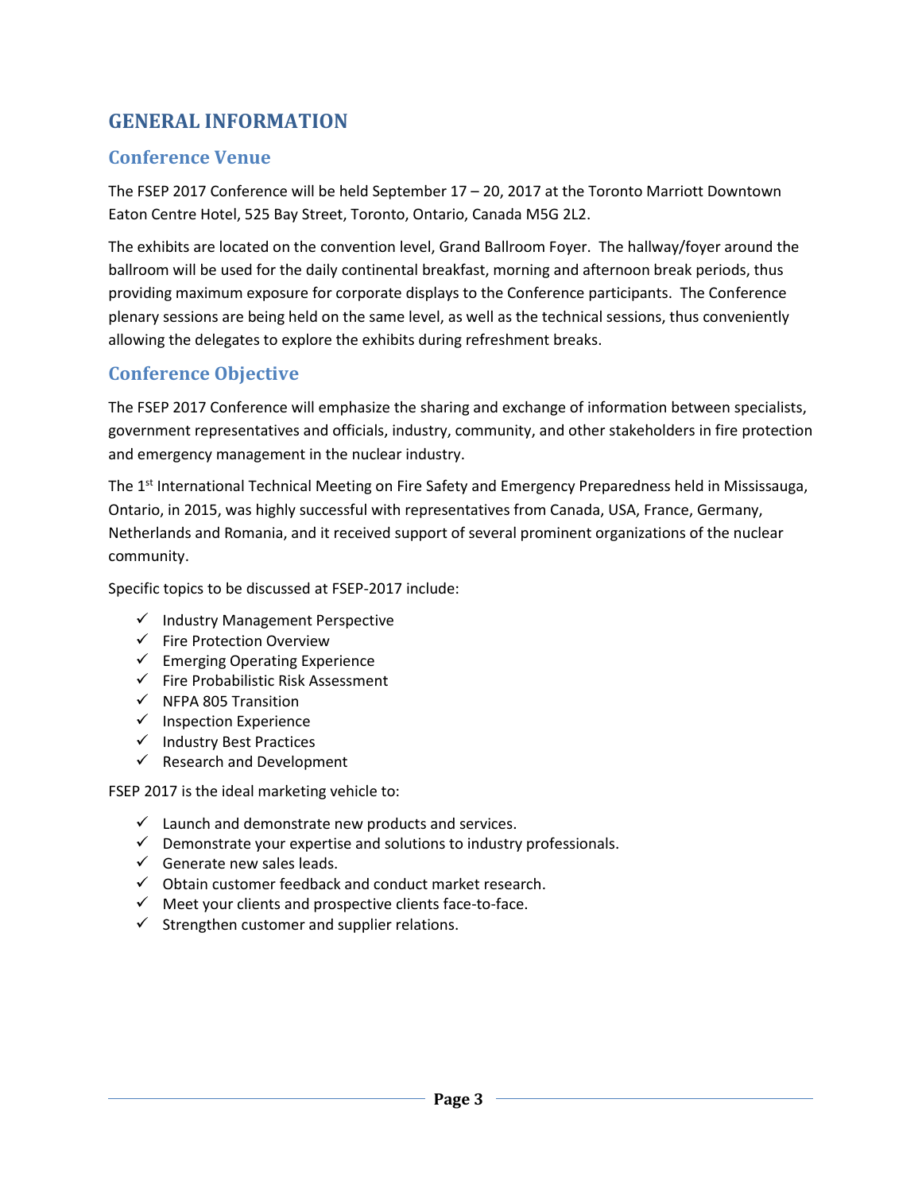# GENERAL INFORMATION

## Conference Venue

The FSEP 2017 Conference will be held September 17 – 20, 2017 at the Toronto Marriott Downtown Eaton Centre Hotel, 525 Bay Street, Toronto, Ontario, Canada M5G 2L2.

The exhibits are located on the convention level, Grand Ballroom Foyer. The hallway/foyer around the ballroom will be used for the daily continental breakfast, morning and afternoon break periods, thus providing maximum exposure for corporate displays to the Conference participants. The Conference plenary sessions are being held on the same level, as well as the technical sessions, thus conveniently allowing the delegates to explore the exhibits during refreshment breaks.

## Conference Objective

The FSEP 2017 Conference will emphasize the sharing and exchange of information between specialists, government representatives and officials, industry, community, and other stakeholders in fire protection and emergency management in the nuclear industry.

The 1st International Technical Meeting on Fire Safety and Emergency Preparedness held in Mississauga, Ontario, in 2015, was highly successful with representatives from Canada, USA, France, Germany, Netherlands and Romania, and it received support of several prominent organizations of the nuclear community.

Specific topics to be discussed at FSEP-2017 include:

- ✓ Industry Management Perspective
- ✓ Fire Protection Overview
- ✓ Emerging Operating Experience
- ✓ Fire Probabilistic Risk Assessment
- ✓ NFPA 805 Transition
- ✓ Inspection Experience
- ✓ Industry Best Practices
- ✓ Research and Development

FSEP 2017 is the ideal marketing vehicle to:

- ✓ Launch and demonstrate new products and services.
- ✓ Demonstrate your expertise and solutions to industry professionals.
- ✓ Generate new sales leads.
- ✓ Obtain customer feedback and conduct market research.
- ✓ Meet your clients and prospective clients face-to-face.
- ✓ Strengthen customer and supplier relations.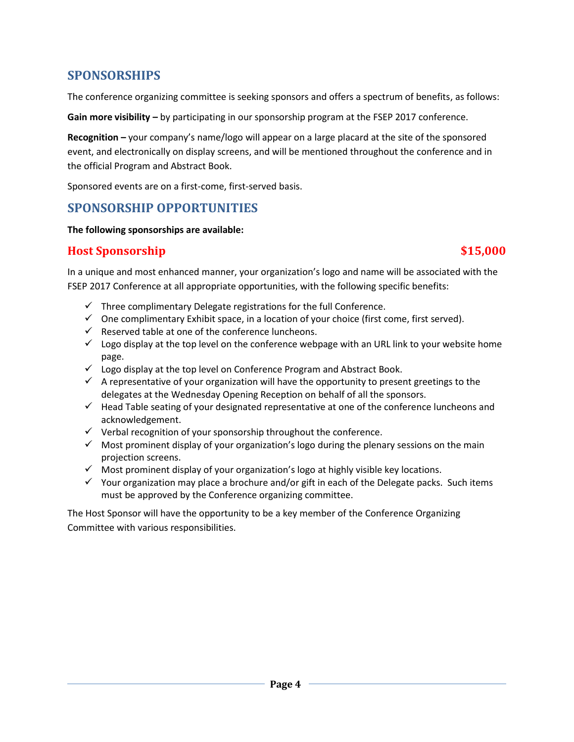## SPONSORSHIPS

The conference organizing committee is seeking sponsors and offers a spectrum of benefits, as follows:

**Gain more visibility –** by participating in our sponsorship program at the FSEP 2017 conference.

**Recognition –** your company's name/logo will appear on a large placard at the site of the sponsored event, and electronically on display screens, and will be mentioned throughout the conference and in the official Program and Abstract Book.

Sponsored events are on a first-come, first-served basis.

## SPONSORSHIP OPPORTUNITIES

**The following sponsorships are available:**

### Host Sponsorship $15,000

In a unique and most enhanced manner, your organization's logo and name will be associated with the FSEP 2017 Conference at all appropriate opportunities, with the following specific benefits:

- ✓ Three complimentary Delegate registrations for the full Conference.
- ✓ One complimentary Exhibit space, in a location of your choice (first come, first served).
- ✓ Reserved table at one of the conference luncheons.
- ✓ Logo display at the top level on the conference webpage with an URL link to your website home page.
- ✓ Logo display at the top level on Conference Program and Abstract Book.
- ✓ A representative of your organization will have the opportunity to present greetings to the delegates at the Wednesday Opening Reception on behalf of all the sponsors.
- ✓ Head Table seating of your designated representative at one of the conference luncheons and acknowledgement.
- ✓ Verbal recognition of your sponsorship throughout the conference.
- ✓ Most prominent display of your organization's logo during the plenary sessions on the main projection screens.
- ✓ Most prominent display of your organization's logo at highly visible key locations.
- ✓ Your organization may place a brochure and/or gift in each of the Delegate packs. Such items must be approved by the Conference organizing committee.

The Host Sponsor will have the opportunity to be a key member of the Conference Organizing Committee with various responsibilities.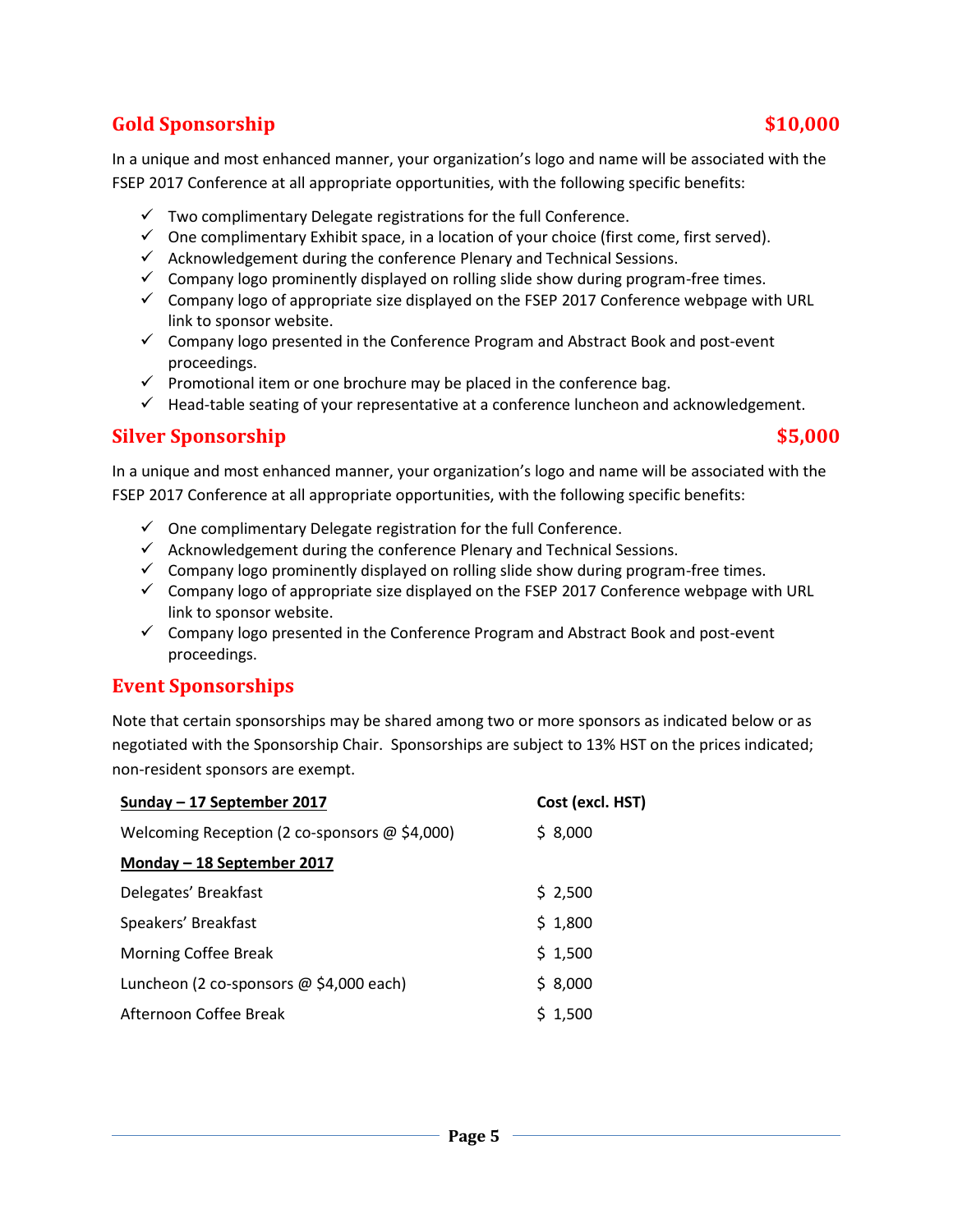## Gold Sponsorship $10,000

In a unique and most enhanced manner, your organization's logo and name will be associated with the FSEP 2017 Conference at all appropriate opportunities, with the following specific benefits:

- ✓ Two complimentary Delegate registrations for the full Conference.
- ✓ One complimentary Exhibit space, in a location of your choice (first come, first served).
- ✓ Acknowledgement during the conference Plenary and Technical Sessions.
- ✓ Company logo prominently displayed on rolling slide show during program-free times.
- ✓ Company logo of appropriate size displayed on the FSEP 2017 Conference webpage with URL link to sponsor website.
- ✓ Company logo presented in the Conference Program and Abstract Book and post-event proceedings.
- ✓ Promotional item or one brochure may be placed in the conference bag.
- ✓ Head-table seating of your representative at a conference luncheon and acknowledgement.

## Silver Sponsorship $5,000

In a unique and most enhanced manner, your organization's logo and name will be associated with the FSEP 2017 Conference at all appropriate opportunities, with the following specific benefits:

- ✓ One complimentary Delegate registration for the full Conference.
- ✓ Acknowledgement during the conference Plenary and Technical Sessions.
- ✓ Company logo prominently displayed on rolling slide show during program-free times.
- ✓ Company logo of appropriate size displayed on the FSEP 2017 Conference webpage with URL link to sponsor website.
- ✓ Company logo presented in the Conference Program and Abstract Book and post-event proceedings.

## Event Sponsorships

Note that certain sponsorships may be shared among two or more sponsors as indicated below or as negotiated with the Sponsorship Chair. Sponsorships are subject to 13% HST on the prices indicated; non-resident sponsors are exempt.

| **Sunday – 17 September 2017** | **Cost (excl. HST)** |
|---|---|
| Welcoming Reception (2 co-sponsors @ $4,000) | $ 8,000 |
| **Monday – 18 September 2017** | |
| Delegates' Breakfast | $ 2,500 |
| Speakers' Breakfast | $ 1,800 |
| Morning Coffee Break | $ 1,500 |
| Luncheon (2 co-sponsors @ $4,000 each) | $ 8,000 |
| Afternoon Coffee Break | $ 1,500 |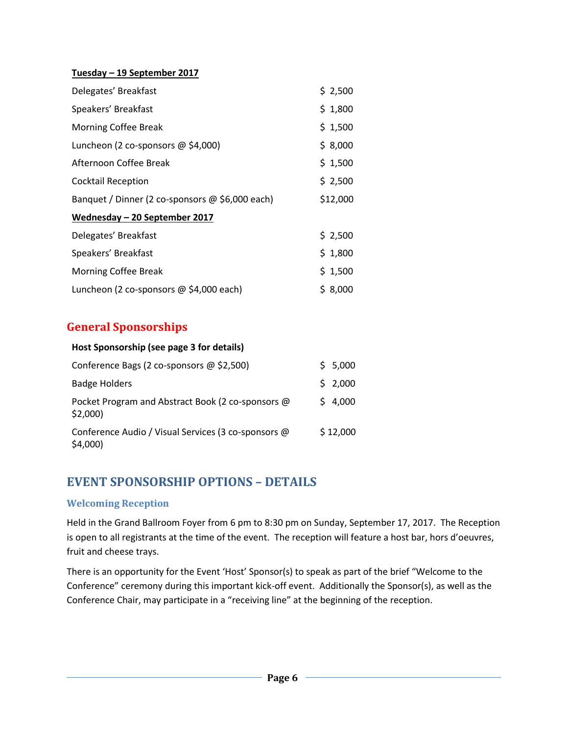**Tuesday – 19 September 2017**

| | |
|---|---|
| Delegates' Breakfast | $ 2,500 |
| Speakers' Breakfast | $ 1,800 |
| Morning Coffee Break | $ 1,500 |
| Luncheon (2 co-sponsors @ $4,000) | $ 8,000 |
| Afternoon Coffee Break | $ 1,500 |
| Cocktail Reception | $ 2,500 |
| Banquet / Dinner (2 co-sponsors @ $6,000 each) | $12,000 |

**Wednesday – 20 September 2017**

| | |
|---|---|
| Delegates' Breakfast | $ 2,500 |
| Speakers' Breakfast | $ 1,800 |
| Morning Coffee Break | $ 1,500 |
| Luncheon (2 co-sponsors @ $4,000 each) | $ 8,000 |

## General Sponsorships

**Host Sponsorship (see page 3 for details)**

| | |
|---|---|
| Conference Bags (2 co-sponsors @ $2,500) | $ 5,000 |
| Badge Holders | $ 2,000 |
| Pocket Program and Abstract Book (2 co-sponsors @ $2,000) | $ 4,000 |
| Conference Audio / Visual Services (3 co-sponsors @ $4,000) | $ 12,000 |

## EVENT SPONSORSHIP OPTIONS – DETAILS

### Welcoming Reception

Held in the Grand Ballroom Foyer from 6 pm to 8:30 pm on Sunday, September 17, 2017. The Reception is open to all registrants at the time of the event. The reception will feature a host bar, hors d'oeuvres, fruit and cheese trays.

There is an opportunity for the Event 'Host' Sponsor(s) to speak as part of the brief "Welcome to the Conference" ceremony during this important kick-off event. Additionally the Sponsor(s), as well as the Conference Chair, may participate in a "receiving line" at the beginning of the reception.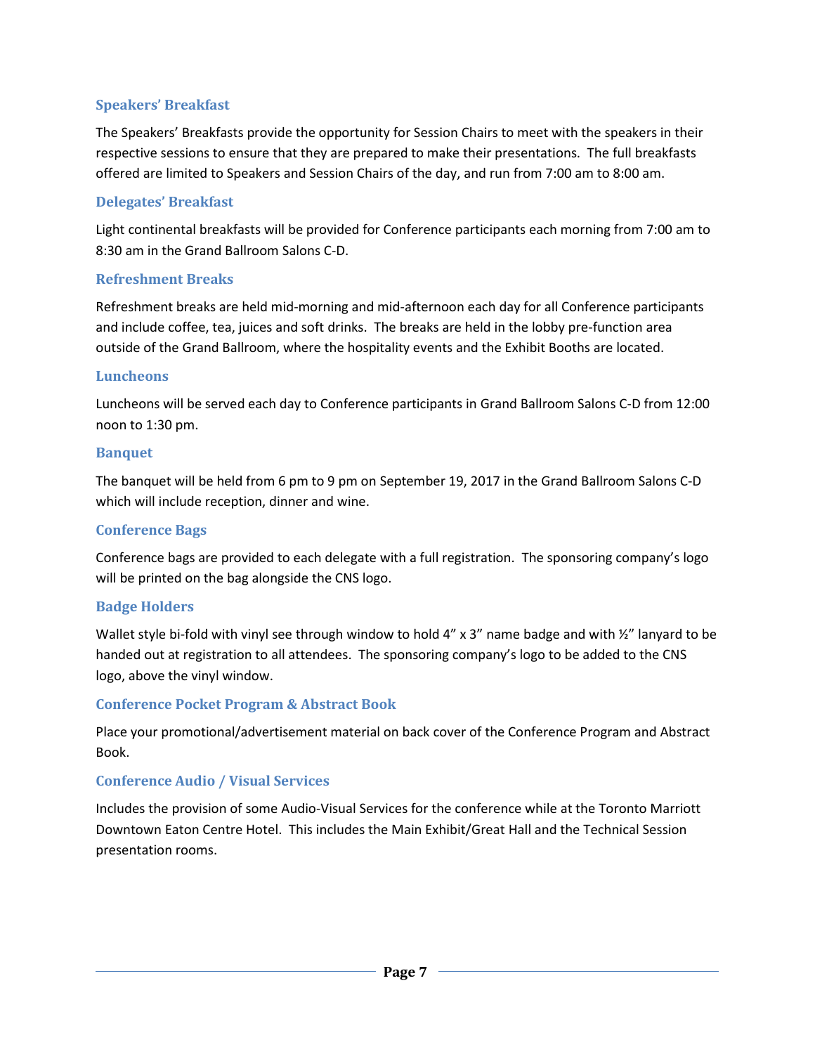### Speakers' Breakfast

The Speakers' Breakfasts provide the opportunity for Session Chairs to meet with the speakers in their respective sessions to ensure that they are prepared to make their presentations. The full breakfasts offered are limited to Speakers and Session Chairs of the day, and run from 7:00 am to 8:00 am.

### Delegates' Breakfast

Light continental breakfasts will be provided for Conference participants each morning from 7:00 am to 8:30 am in the Grand Ballroom Salons C-D.

### Refreshment Breaks

Refreshment breaks are held mid-morning and mid-afternoon each day for all Conference participants and include coffee, tea, juices and soft drinks. The breaks are held in the lobby pre-function area outside of the Grand Ballroom, where the hospitality events and the Exhibit Booths are located.

### Luncheons

Luncheons will be served each day to Conference participants in Grand Ballroom Salons C-D from 12:00 noon to 1:30 pm.

### Banquet

The banquet will be held from 6 pm to 9 pm on September 19, 2017 in the Grand Ballroom Salons C-D which will include reception, dinner and wine.

### Conference Bags

Conference bags are provided to each delegate with a full registration. The sponsoring company's logo will be printed on the bag alongside the CNS logo.

### Badge Holders

Wallet style bi-fold with vinyl see through window to hold 4" x 3" name badge and with ½" lanyard to be handed out at registration to all attendees. The sponsoring company's logo to be added to the CNS logo, above the vinyl window.

### Conference Pocket Program & Abstract Book

Place your promotional/advertisement material on back cover of the Conference Program and Abstract Book.

### Conference Audio / Visual Services

Includes the provision of some Audio-Visual Services for the conference while at the Toronto Marriott Downtown Eaton Centre Hotel. This includes the Main Exhibit/Great Hall and the Technical Session presentation rooms.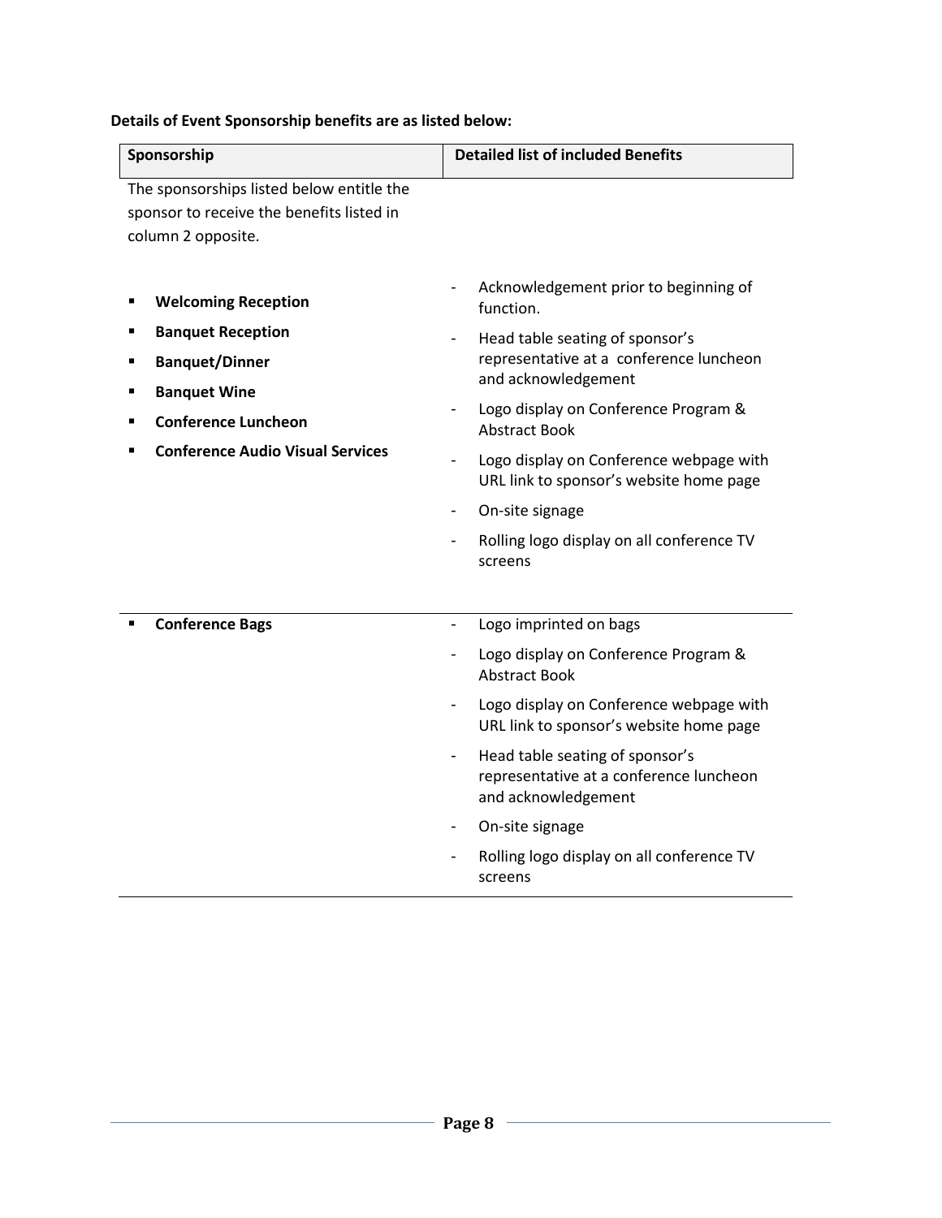**Details of Event Sponsorship benefits are as listed below:**

| Sponsorship | Detailed list of included Benefits |
|---|---|
| The sponsorships listed below entitle the sponsor to receive the benefits listed in column 2 opposite.<br><br>▪ **Welcoming Reception**<br>▪ **Banquet Reception**<br>▪ **Banquet/Dinner**<br>▪ **Banquet Wine**<br>▪ **Conference Luncheon**<br>▪ **Conference Audio Visual Services** | - Acknowledgement prior to beginning of function.<br>- Head table seating of sponsor's representative at a conference luncheon and acknowledgement<br>- Logo display on Conference Program & Abstract Book<br>- Logo display on Conference webpage with URL link to sponsor's website home page<br>- On-site signage<br>- Rolling logo display on all conference TV screens |
| ▪ **Conference Bags** | - Logo imprinted on bags<br>- Logo display on Conference Program & Abstract Book<br>- Logo display on Conference webpage with URL link to sponsor's website home page<br>- Head table seating of sponsor's representative at a conference luncheon and acknowledgement<br>- On-site signage<br>- Rolling logo display on all conference TV screens |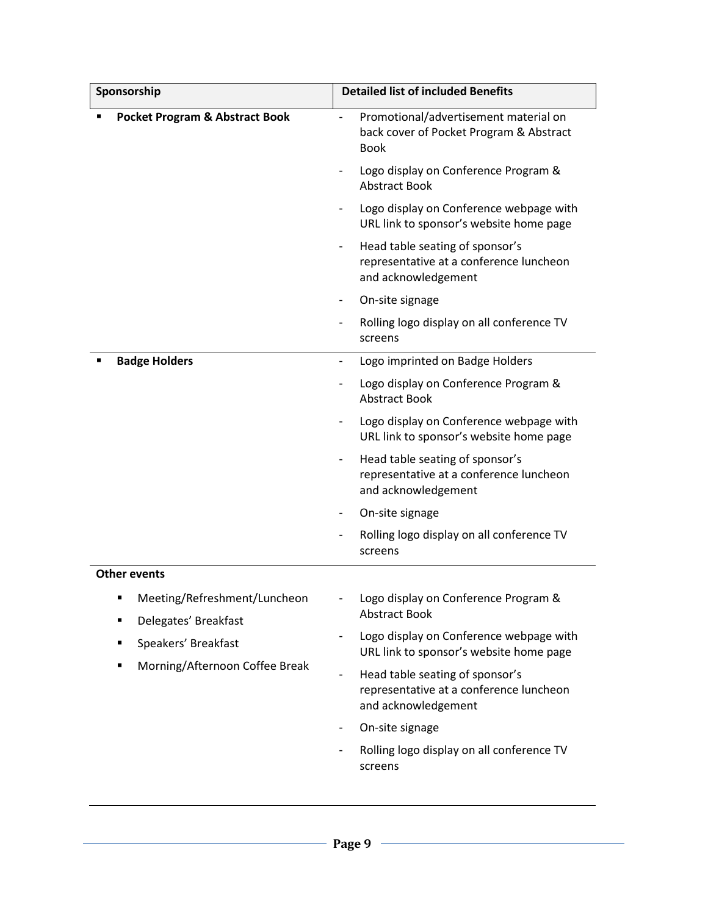| Sponsorship | Detailed list of included Benefits |
|---|---|
| ▪ **Pocket Program & Abstract Book** | - Promotional/advertisement material on back cover of Pocket Program & Abstract Book<br>- Logo display on Conference Program & Abstract Book<br>- Logo display on Conference webpage with URL link to sponsor's website home page<br>- Head table seating of sponsor's representative at a conference luncheon and acknowledgement<br>- On-site signage<br>- Rolling logo display on all conference TV screens |
| ▪ **Badge Holders** | - Logo imprinted on Badge Holders<br>- Logo display on Conference Program & Abstract Book<br>- Logo display on Conference webpage with URL link to sponsor's website home page<br>- Head table seating of sponsor's representative at a conference luncheon and acknowledgement<br>- On-site signage<br>- Rolling logo display on all conference TV screens |
| **Other events**<br>▪ Meeting/Refreshment/Luncheon<br>▪ Delegates' Breakfast<br>▪ Speakers' Breakfast<br>▪ Morning/Afternoon Coffee Break | - Logo display on Conference Program & Abstract Book<br>- Logo display on Conference webpage with URL link to sponsor's website home page<br>- Head table seating of sponsor's representative at a conference luncheon and acknowledgement<br>- On-site signage<br>- Rolling logo display on all conference TV screens |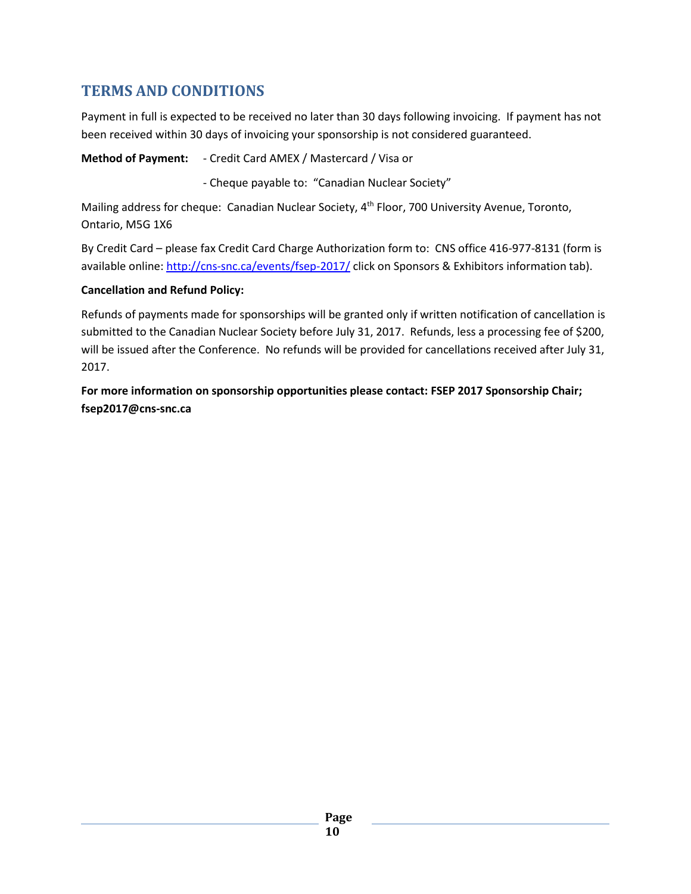## TERMS AND CONDITIONS

Payment in full is expected to be received no later than 30 days following invoicing. If payment has not been received within 30 days of invoicing your sponsorship is not considered guaranteed.

**Method of Payment:** - Credit Card AMEX / Mastercard / Visa or

- Cheque payable to: "Canadian Nuclear Society"

Mailing address for cheque: Canadian Nuclear Society, 4th Floor, 700 University Avenue, Toronto, Ontario, M5G 1X6

By Credit Card – please fax Credit Card Charge Authorization form to: CNS office 416-977-8131 (form is available online: http://cns-snc.ca/events/fsep-2017/ click on Sponsors & Exhibitors information tab).

**Cancellation and Refund Policy:**

Refunds of payments made for sponsorships will be granted only if written notification of cancellation is submitted to the Canadian Nuclear Society before July 31, 2017. Refunds, less a processing fee of $200, will be issued after the Conference. No refunds will be provided for cancellations received after July 31, 2017.

**For more information on sponsorship opportunities please contact: FSEP 2017 Sponsorship Chair; fsep2017@cns-snc.ca**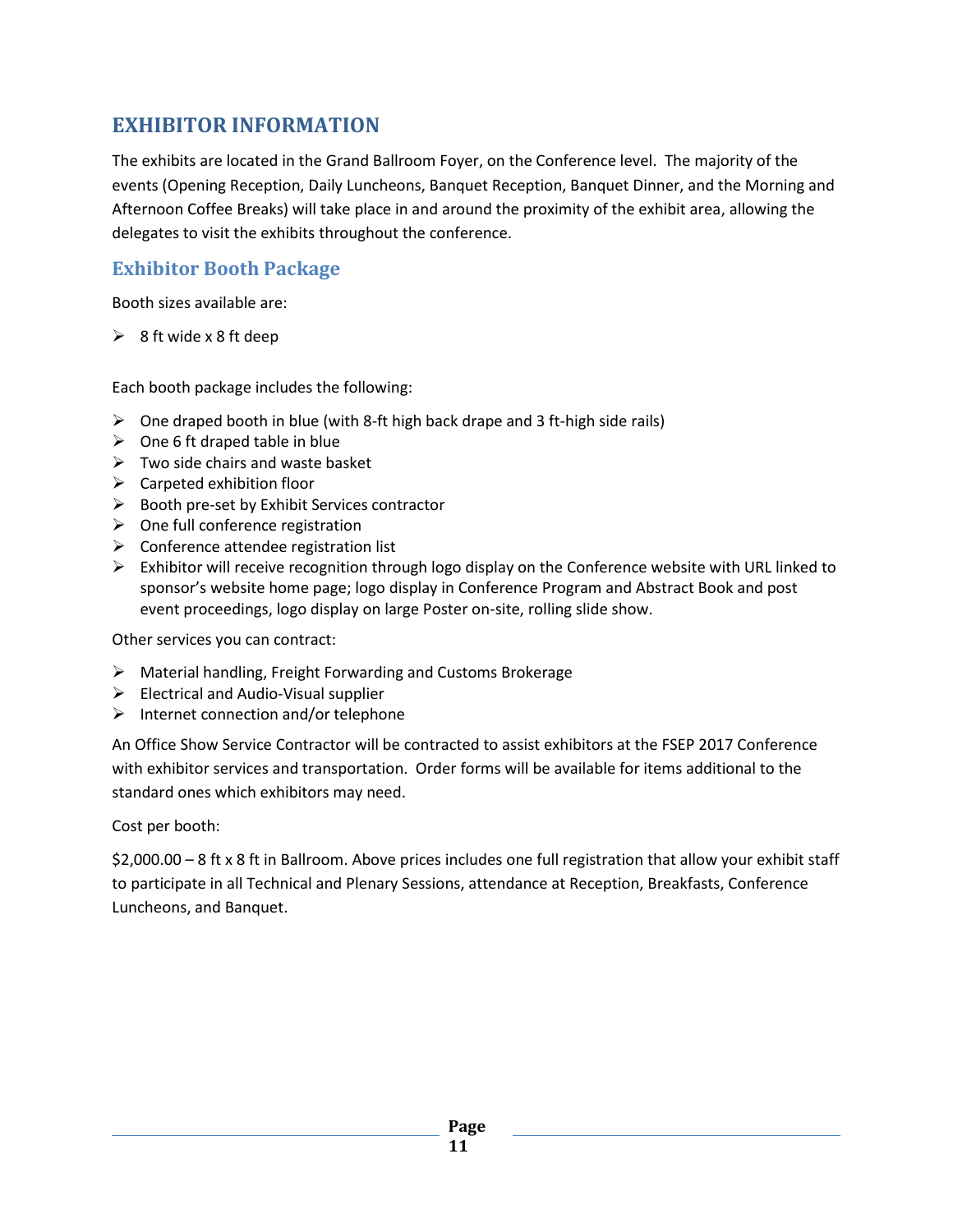# EXHIBITOR INFORMATION

The exhibits are located in the Grand Ballroom Foyer, on the Conference level. The majority of the events (Opening Reception, Daily Luncheons, Banquet Reception, Banquet Dinner, and the Morning and Afternoon Coffee Breaks) will take place in and around the proximity of the exhibit area, allowing the delegates to visit the exhibits throughout the conference.

## Exhibitor Booth Package

Booth sizes available are:

- 8 ft wide x 8 ft deep

Each booth package includes the following:

- One draped booth in blue (with 8-ft high back drape and 3 ft-high side rails)
- One 6 ft draped table in blue
- Two side chairs and waste basket
- Carpeted exhibition floor
- Booth pre-set by Exhibit Services contractor
- One full conference registration
- Conference attendee registration list
- Exhibitor will receive recognition through logo display on the Conference website with URL linked to sponsor's website home page; logo display in Conference Program and Abstract Book and post event proceedings, logo display on large Poster on-site, rolling slide show.

Other services you can contract:

- Material handling, Freight Forwarding and Customs Brokerage
- Electrical and Audio-Visual supplier
- Internet connection and/or telephone

An Office Show Service Contractor will be contracted to assist exhibitors at the FSEP 2017 Conference with exhibitor services and transportation. Order forms will be available for items additional to the standard ones which exhibitors may need.

Cost per booth:

$2,000.00 – 8 ft x 8 ft in Ballroom. Above prices includes one full registration that allow your exhibit staff to participate in all Technical and Plenary Sessions, attendance at Reception, Breakfasts, Conference Luncheons, and Banquet.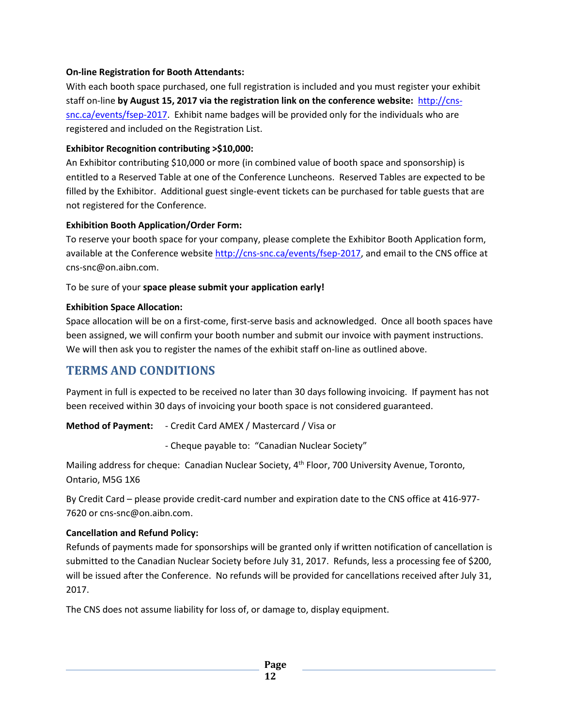**On-line Registration for Booth Attendants:**

With each booth space purchased, one full registration is included and you must register your exhibit staff on-line **by August 15, 2017 via the registration link on the conference website:** http://cns-snc.ca/events/fsep-2017. Exhibit name badges will be provided only for the individuals who are registered and included on the Registration List.

**Exhibitor Recognition contributing >$10,000:**

An Exhibitor contributing $10,000 or more (in combined value of booth space and sponsorship) is entitled to a Reserved Table at one of the Conference Luncheons. Reserved Tables are expected to be filled by the Exhibitor. Additional guest single-event tickets can be purchased for table guests that are not registered for the Conference.

**Exhibition Booth Application/Order Form:**

To reserve your booth space for your company, please complete the Exhibitor Booth Application form, available at the Conference website http://cns-snc.ca/events/fsep-2017, and email to the CNS office at cns-snc@on.aibn.com.

To be sure of your **space please submit your application early!**

**Exhibition Space Allocation:**

Space allocation will be on a first-come, first-serve basis and acknowledged. Once all booth spaces have been assigned, we will confirm your booth number and submit our invoice with payment instructions. We will then ask you to register the names of the exhibit staff on-line as outlined above.

## TERMS AND CONDITIONS

Payment in full is expected to be received no later than 30 days following invoicing. If payment has not been received within 30 days of invoicing your booth space is not considered guaranteed.

**Method of Payment:** - Credit Card AMEX / Mastercard / Visa or

- Cheque payable to: "Canadian Nuclear Society"

Mailing address for cheque: Canadian Nuclear Society, 4th Floor, 700 University Avenue, Toronto, Ontario, M5G 1X6

By Credit Card – please provide credit-card number and expiration date to the CNS office at 416-977-7620 or cns-snc@on.aibn.com.

**Cancellation and Refund Policy:**

Refunds of payments made for sponsorships will be granted only if written notification of cancellation is submitted to the Canadian Nuclear Society before July 31, 2017. Refunds, less a processing fee of $200, will be issued after the Conference. No refunds will be provided for cancellations received after July 31, 2017.

The CNS does not assume liability for loss of, or damage to, display equipment.